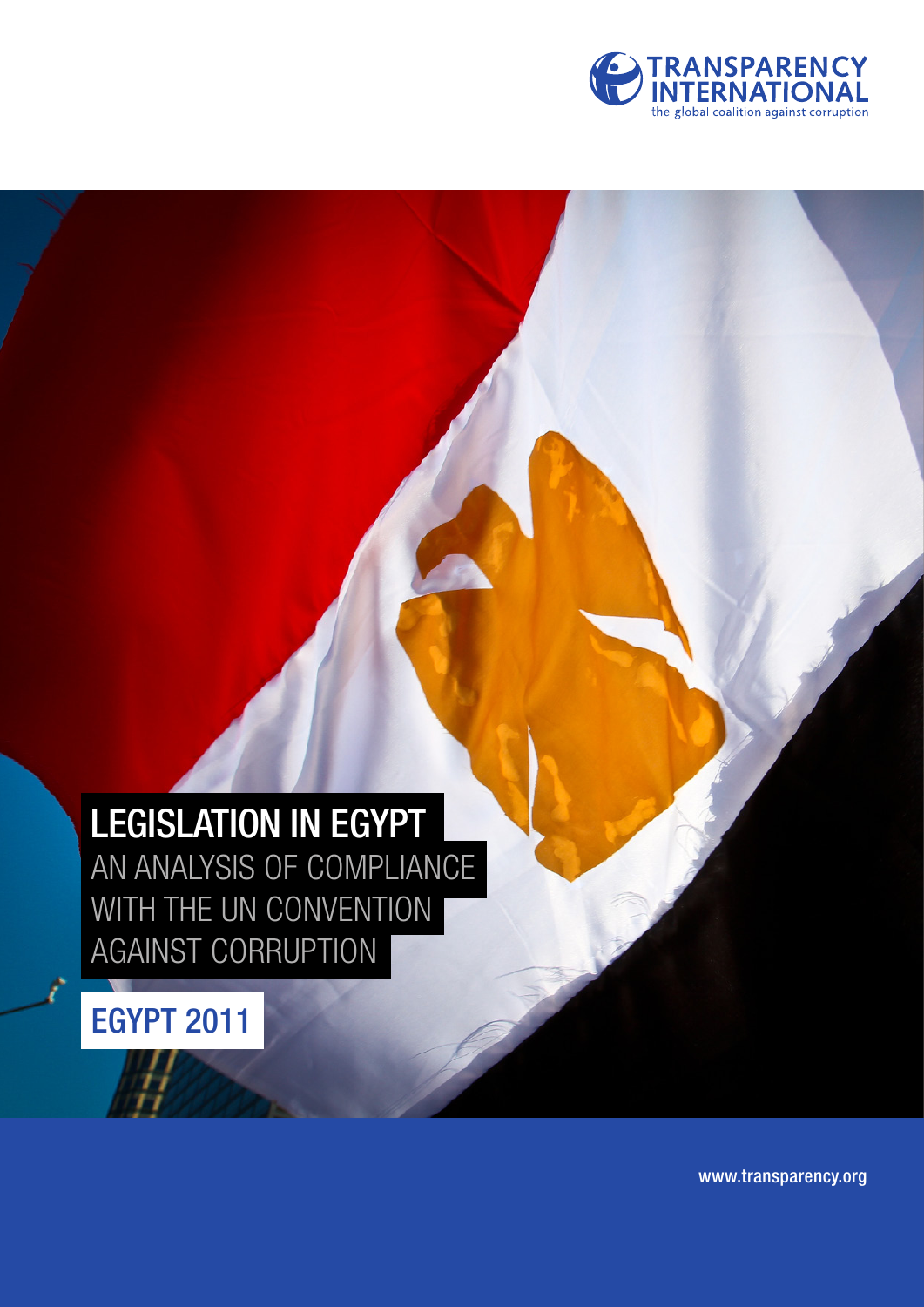TRANSPARENCY INTERNATIONAL

the global coalition against corruption

# LEGISLATION IN EGYPT

## AN ANALYSIS OF COMPLIANCE WITH THE UN CONVENTION AGAINST CORRUPTION

## EGYPT 2011

www.transparency.org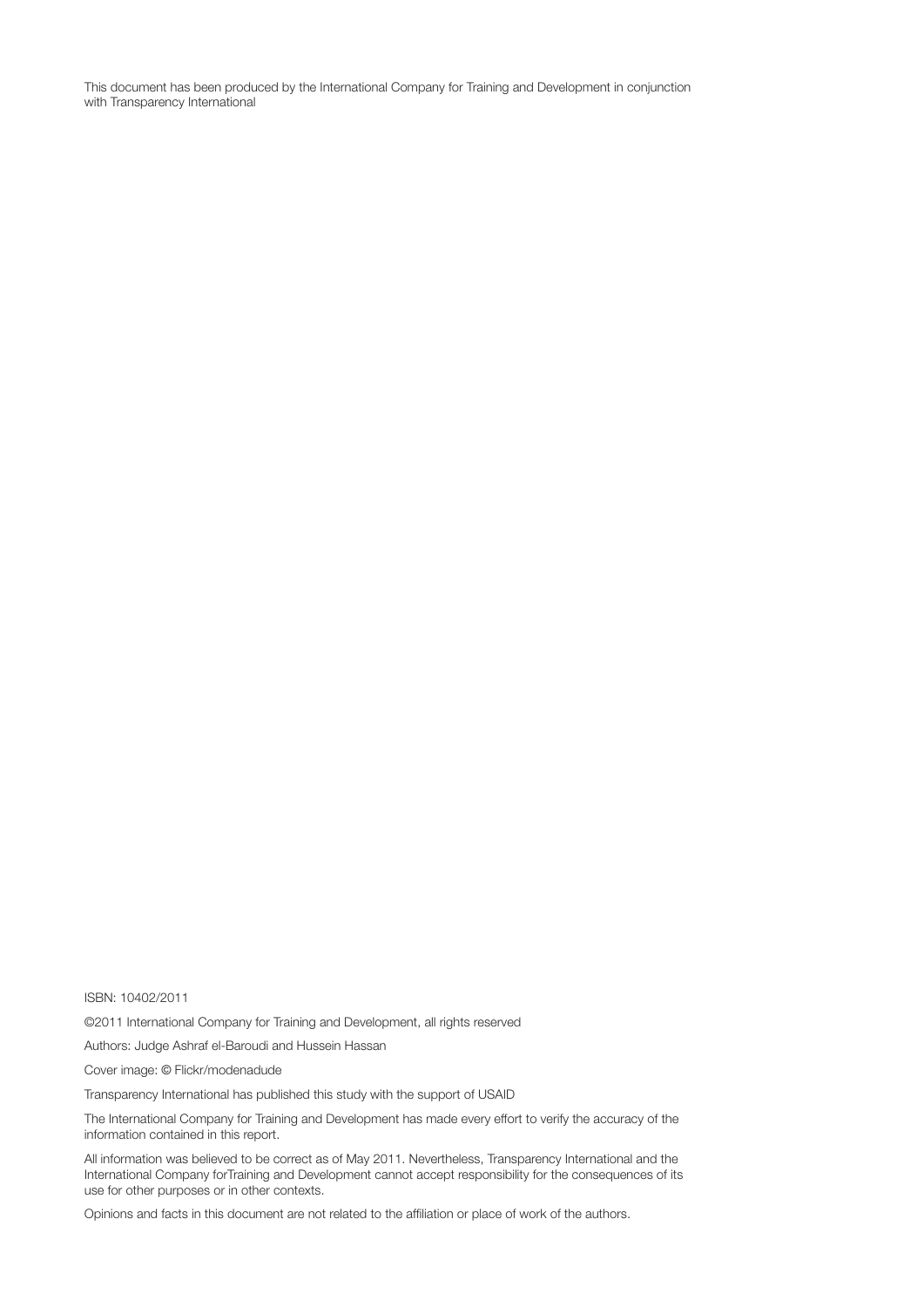This document has been produced by the International Company for Training and Development in conjunction with Transparency International

ISBN: 10402/2011

©2011 International Company for Training and Development, all rights reserved

Authors: Judge Ashraf el-Baroudi and Hussein Hassan

Cover image: © Flickr/modenadude

Transparency International has published this study with the support of USAID

The International Company for Training and Development has made every effort to verify the accuracy of the information contained in this report.

All information was believed to be correct as of May 2011. Nevertheless, Transparency International and the International Company forTraining and Development cannot accept responsibility for the consequences of its use for other purposes or in other contexts.

Opinions and facts in this document are not related to the affiliation or place of work of the authors.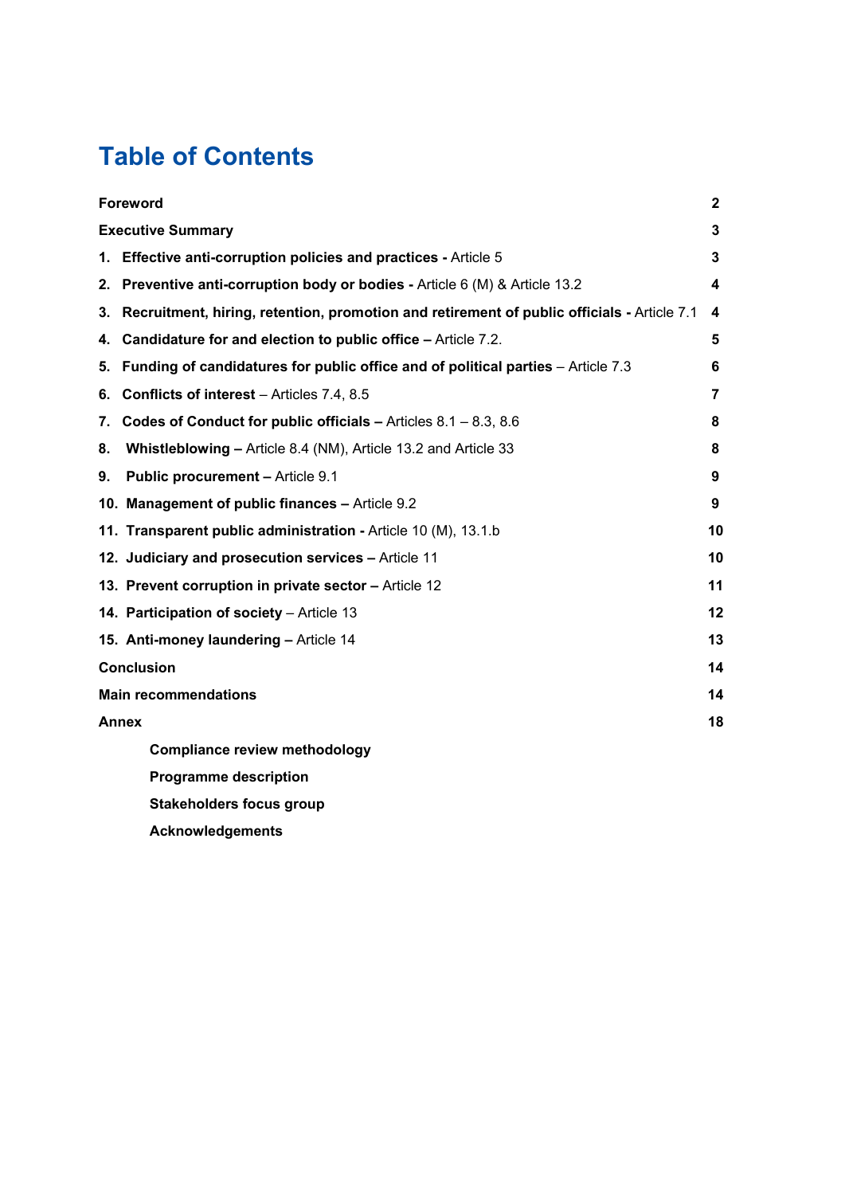# Table of Contents

| | |
|---|---|
| **Foreword** | **2** |
| **Executive Summary** | **3** |
| **1. Effective anti-corruption policies and practices -** Article 5 | **3** |
| **2. Preventive anti-corruption body or bodies -** Article 6 (M) & Article 13.2 | **4** |
| **3. Recruitment, hiring, retention, promotion and retirement of public officials -** Article 7.1 | **4** |
| **4. Candidature for and election to public office –** Article 7.2. | **5** |
| **5. Funding of candidatures for public office and of political parties** – Article 7.3 | **6** |
| **6. Conflicts of interest** – Articles 7.4, 8.5 | **7** |
| **7. Codes of Conduct for public officials –** Articles 8.1 – 8.3, 8.6 | **8** |
| **8. Whistleblowing –** Article 8.4 (NM), Article 13.2 and Article 33 | **8** |
| **9. Public procurement –** Article 9.1 | **9** |
| **10. Management of public finances –** Article 9.2 | **9** |
| **11. Transparent public administration -** Article 10 (M), 13.1.b | **10** |
| **12. Judiciary and prosecution services –** Article 11 | **10** |
| **13. Prevent corruption in private sector –** Article 12 | **11** |
| **14. Participation of society** – Article 13 | **12** |
| **15. Anti-money laundering –** Article 14 | **13** |
| **Conclusion** | **14** |
| **Main recommendations** | **14** |
| **Annex** | **18** |
| &nbsp;&nbsp;&nbsp;&nbsp;**Compliance review methodology** | |
| &nbsp;&nbsp;&nbsp;&nbsp;**Programme description** | |
| &nbsp;&nbsp;&nbsp;&nbsp;**Stakeholders focus group** | |
| &nbsp;&nbsp;&nbsp;&nbsp;**Acknowledgements** | |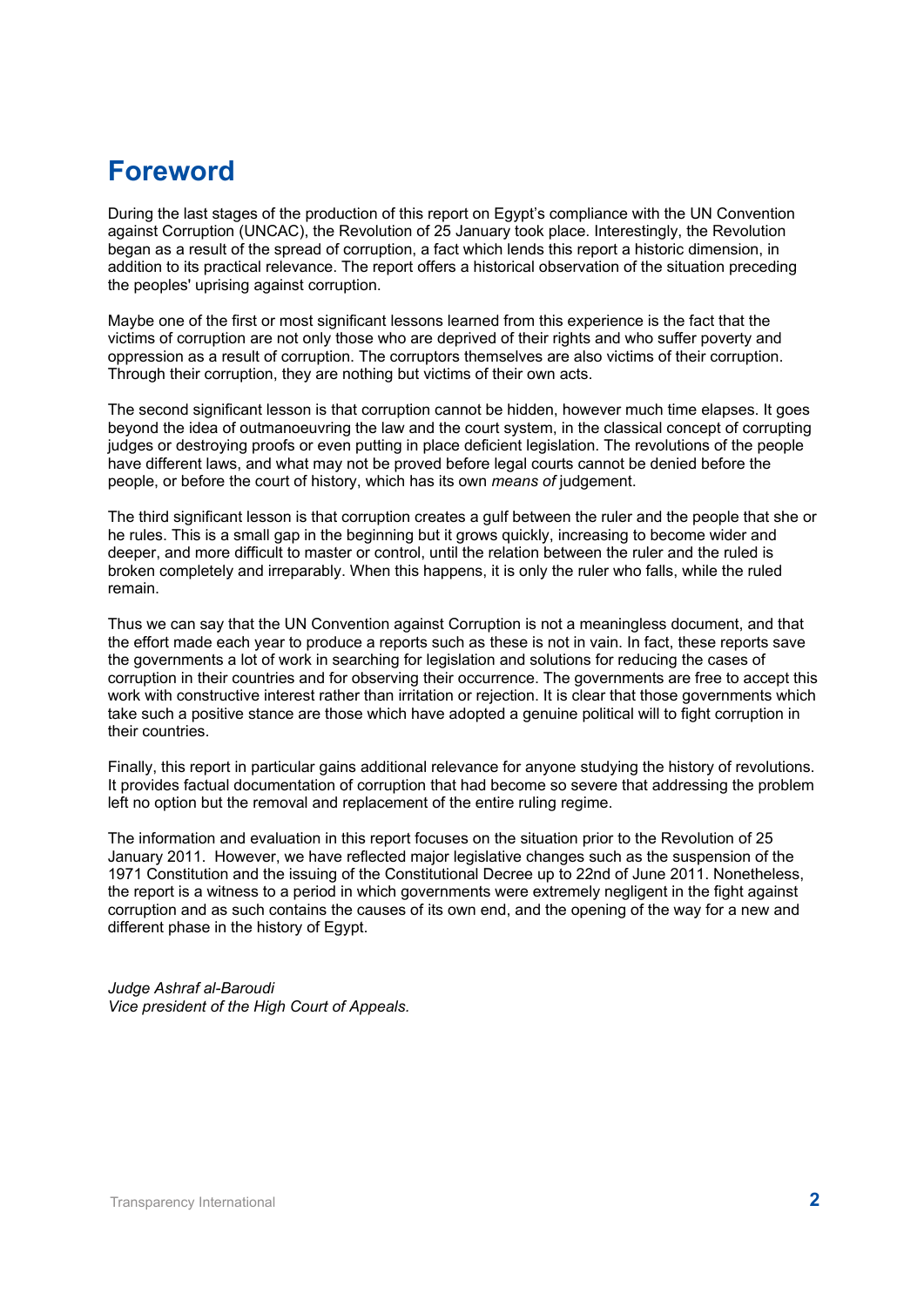# Foreword

During the last stages of the production of this report on Egypt's compliance with the UN Convention against Corruption (UNCAC), the Revolution of 25 January took place. Interestingly, the Revolution began as a result of the spread of corruption, a fact which lends this report a historic dimension, in addition to its practical relevance. The report offers a historical observation of the situation preceding the peoples' uprising against corruption.

Maybe one of the first or most significant lessons learned from this experience is the fact that the victims of corruption are not only those who are deprived of their rights and who suffer poverty and oppression as a result of corruption. The corruptors themselves are also victims of their corruption. Through their corruption, they are nothing but victims of their own acts.

The second significant lesson is that corruption cannot be hidden, however much time elapses. It goes beyond the idea of outmanoeuvring the law and the court system, in the classical concept of corrupting judges or destroying proofs or even putting in place deficient legislation. The revolutions of the people have different laws, and what may not be proved before legal courts cannot be denied before the people, or before the court of history, which has its own *means of* judgement.

The third significant lesson is that corruption creates a gulf between the ruler and the people that she or he rules. This is a small gap in the beginning but it grows quickly, increasing to become wider and deeper, and more difficult to master or control, until the relation between the ruler and the ruled is broken completely and irreparably. When this happens, it is only the ruler who falls, while the ruled remain.

Thus we can say that the UN Convention against Corruption is not a meaningless document, and that the effort made each year to produce a reports such as these is not in vain. In fact, these reports save the governments a lot of work in searching for legislation and solutions for reducing the cases of corruption in their countries and for observing their occurrence. The governments are free to accept this work with constructive interest rather than irritation or rejection. It is clear that those governments which take such a positive stance are those which have adopted a genuine political will to fight corruption in their countries.

Finally, this report in particular gains additional relevance for anyone studying the history of revolutions. It provides factual documentation of corruption that had become so severe that addressing the problem left no option but the removal and replacement of the entire ruling regime.

The information and evaluation in this report focuses on the situation prior to the Revolution of 25 January 2011. However, we have reflected major legislative changes such as the suspension of the 1971 Constitution and the issuing of the Constitutional Decree up to 22nd of June 2011. Nonetheless, the report is a witness to a period in which governments were extremely negligent in the fight against corruption and as such contains the causes of its own end, and the opening of the way for a new and different phase in the history of Egypt.

*Judge Ashraf al-Baroudi*
*Vice president of the High Court of Appeals.*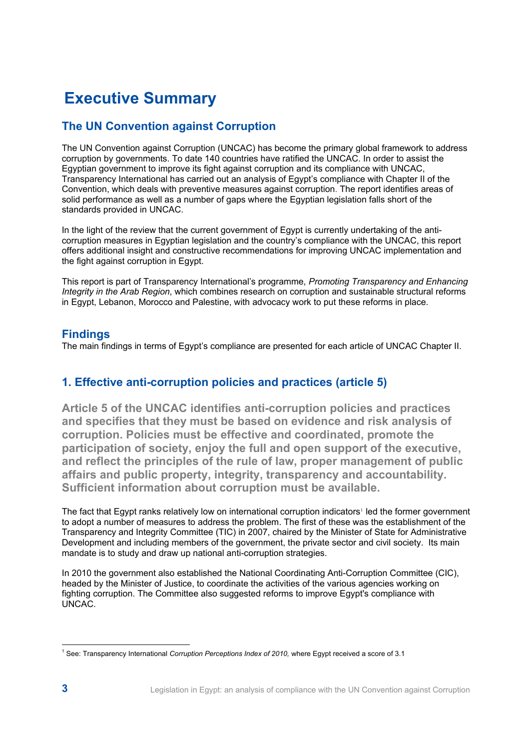# Executive Summary

## The UN Convention against Corruption

The UN Convention against Corruption (UNCAC) has become the primary global framework to address corruption by governments. To date 140 countries have ratified the UNCAC. In order to assist the Egyptian government to improve its fight against corruption and its compliance with UNCAC, Transparency International has carried out an analysis of Egypt's compliance with Chapter II of the Convention, which deals with preventive measures against corruption. The report identifies areas of solid performance as well as a number of gaps where the Egyptian legislation falls short of the standards provided in UNCAC.

In the light of the review that the current government of Egypt is currently undertaking of the anti-corruption measures in Egyptian legislation and the country's compliance with the UNCAC, this report offers additional insight and constructive recommendations for improving UNCAC implementation and the fight against corruption in Egypt.

This report is part of Transparency International's programme, *Promoting Transparency and Enhancing Integrity in the Arab Region*, which combines research on corruption and sustainable structural reforms in Egypt, Lebanon, Morocco and Palestine, with advocacy work to put these reforms in place.

## Findings

The main findings in terms of Egypt's compliance are presented for each article of UNCAC Chapter II.

## 1. Effective anti-corruption policies and practices (article 5)

**Article 5 of the UNCAC identifies anti-corruption policies and practices and specifies that they must be based on evidence and risk analysis of corruption. Policies must be effective and coordinated, promote the participation of society, enjoy the full and open support of the executive, and reflect the principles of the rule of law, proper management of public affairs and public property, integrity, transparency and accountability. Sufficient information about corruption must be available.**

The fact that Egypt ranks relatively low on international corruption indicators[1] led the former government to adopt a number of measures to address the problem. The first of these was the establishment of the Transparency and Integrity Committee (TIC) in 2007, chaired by the Minister of State for Administrative Development and including members of the government, the private sector and civil society. Its main mandate is to study and draw up national anti-corruption strategies.

In 2010 the government also established the National Coordinating Anti-Corruption Committee (CIC), headed by the Minister of Justice, to coordinate the activities of the various agencies working on fighting corruption. The Committee also suggested reforms to improve Egypt's compliance with UNCAC.

[1] See: Transparency International *Corruption Perceptions Index of 2010,* where Egypt received a score of 3.1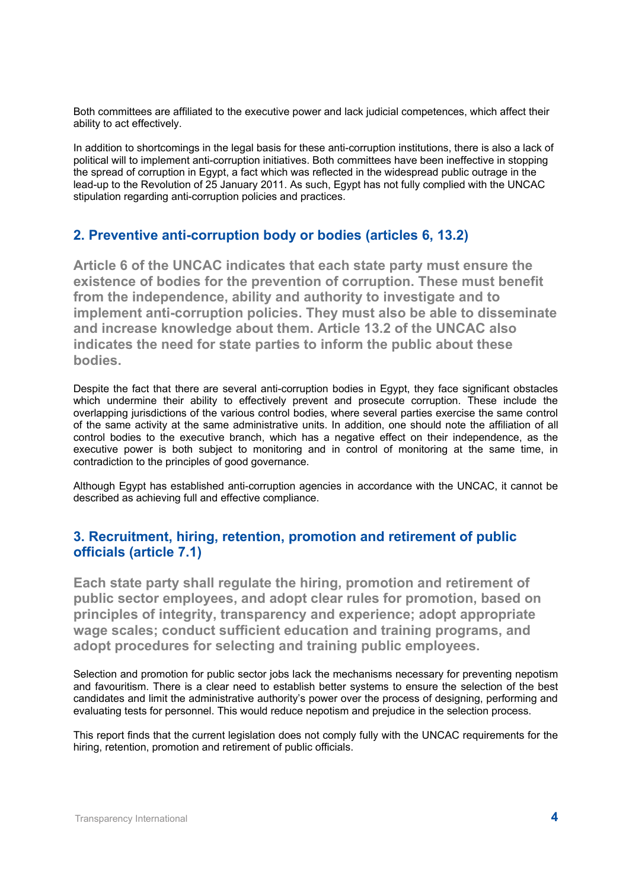Both committees are affiliated to the executive power and lack judicial competences, which affect their ability to act effectively.

In addition to shortcomings in the legal basis for these anti-corruption institutions, there is also a lack of political will to implement anti-corruption initiatives. Both committees have been ineffective in stopping the spread of corruption in Egypt, a fact which was reflected in the widespread public outrage in the lead-up to the Revolution of 25 January 2011. As such, Egypt has not fully complied with the UNCAC stipulation regarding anti-corruption policies and practices.

## 2. Preventive anti-corruption body or bodies (articles 6, 13.2)

**Article 6 of the UNCAC indicates that each state party must ensure the existence of bodies for the prevention of corruption. These must benefit from the independence, ability and authority to investigate and to implement anti-corruption policies. They must also be able to disseminate and increase knowledge about them. Article 13.2 of the UNCAC also indicates the need for state parties to inform the public about these bodies.**

Despite the fact that there are several anti-corruption bodies in Egypt, they face significant obstacles which undermine their ability to effectively prevent and prosecute corruption. These include the overlapping jurisdictions of the various control bodies, where several parties exercise the same control of the same activity at the same administrative units. In addition, one should note the affiliation of all control bodies to the executive branch, which has a negative effect on their independence, as the executive power is both subject to monitoring and in control of monitoring at the same time, in contradiction to the principles of good governance.

Although Egypt has established anti-corruption agencies in accordance with the UNCAC, it cannot be described as achieving full and effective compliance.

## 3. Recruitment, hiring, retention, promotion and retirement of public officials (article 7.1)

**Each state party shall regulate the hiring, promotion and retirement of public sector employees, and adopt clear rules for promotion, based on principles of integrity, transparency and experience; adopt appropriate wage scales; conduct sufficient education and training programs, and adopt procedures for selecting and training public employees.**

Selection and promotion for public sector jobs lack the mechanisms necessary for preventing nepotism and favouritism. There is a clear need to establish better systems to ensure the selection of the best candidates and limit the administrative authority's power over the process of designing, performing and evaluating tests for personnel. This would reduce nepotism and prejudice in the selection process.

This report finds that the current legislation does not comply fully with the UNCAC requirements for the hiring, retention, promotion and retirement of public officials.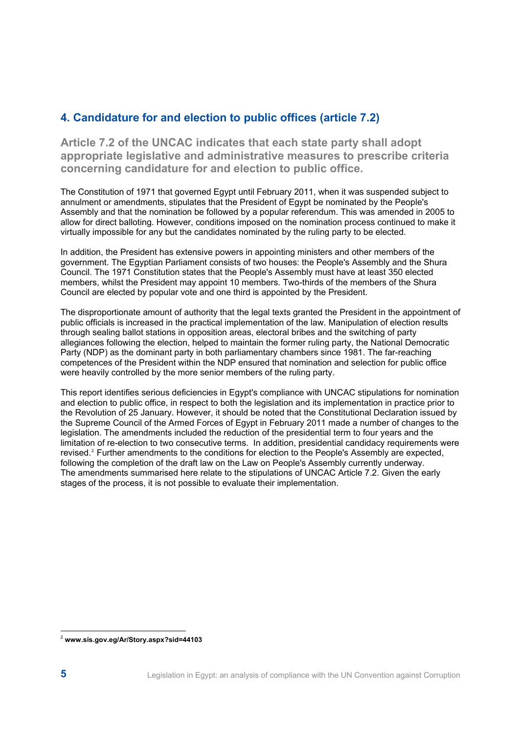## 4. Candidature for and election to public offices (article 7.2)

### Article 7.2 of the UNCAC indicates that each state party shall adopt appropriate legislative and administrative measures to prescribe criteria concerning candidature for and election to public office.

The Constitution of 1971 that governed Egypt until February 2011, when it was suspended subject to annulment or amendments, stipulates that the President of Egypt be nominated by the People's Assembly and that the nomination be followed by a popular referendum. This was amended in 2005 to allow for direct balloting. However, conditions imposed on the nomination process continued to make it virtually impossible for any but the candidates nominated by the ruling party to be elected.

In addition, the President has extensive powers in appointing ministers and other members of the government. The Egyptian Parliament consists of two houses: the People's Assembly and the Shura Council. The 1971 Constitution states that the People's Assembly must have at least 350 elected members, whilst the President may appoint 10 members. Two-thirds of the members of the Shura Council are elected by popular vote and one third is appointed by the President.

The disproportionate amount of authority that the legal texts granted the President in the appointment of public officials is increased in the practical implementation of the law. Manipulation of election results through sealing ballot stations in opposition areas, electoral bribes and the switching of party allegiances following the election, helped to maintain the former ruling party, the National Democratic Party (NDP) as the dominant party in both parliamentary chambers since 1981. The far-reaching competences of the President within the NDP ensured that nomination and selection for public office were heavily controlled by the more senior members of the ruling party.

This report identifies serious deficiencies in Egypt's compliance with UNCAC stipulations for nomination and election to public office, in respect to both the legislation and its implementation in practice prior to the Revolution of 25 January. However, it should be noted that the Constitutional Declaration issued by the Supreme Council of the Armed Forces of Egypt in February 2011 made a number of changes to the legislation. The amendments included the reduction of the presidential term to four years and the limitation of re-election to two consecutive terms. In addition, presidential candidacy requirements were revised.[2] Further amendments to the conditions for election to the People's Assembly are expected, following the completion of the draft law on the Law on People's Assembly currently underway. The amendments summarised here relate to the stipulations of UNCAC Article 7.2. Given the early stages of the process, it is not possible to evaluate their implementation.

[2] **www.sis.gov.eg/Ar/Story.aspx?sid=44103**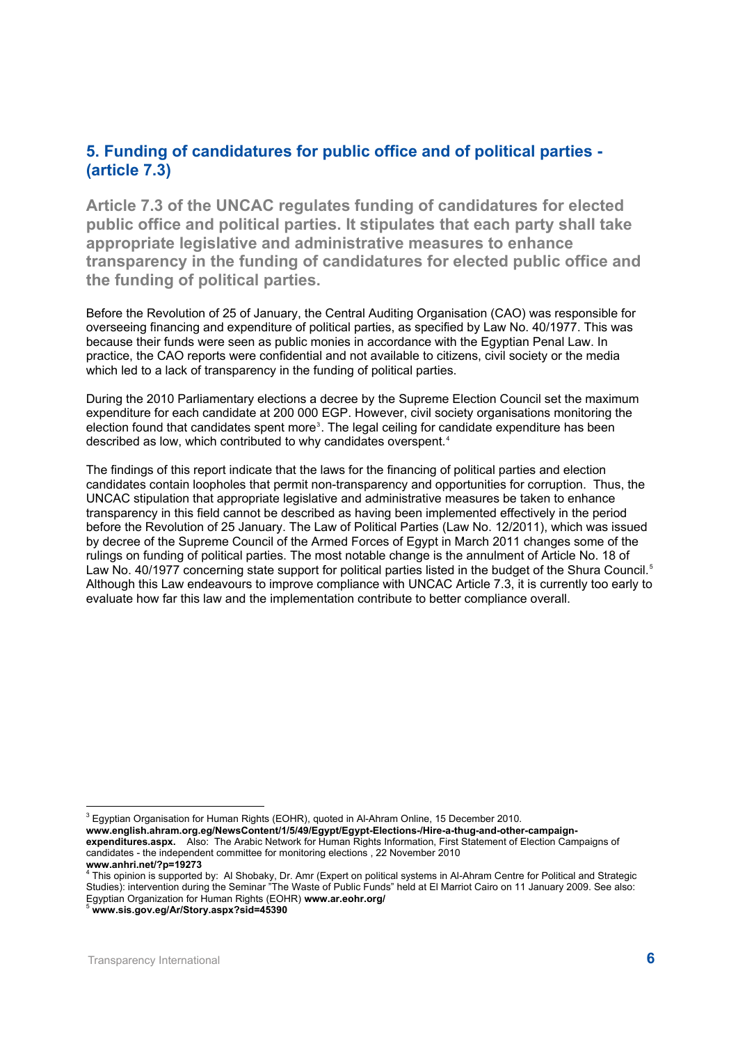## 5. Funding of candidatures for public office and of political parties - (article 7.3)

**Article 7.3 of the UNCAC regulates funding of candidatures for elected public office and political parties. It stipulates that each party shall take appropriate legislative and administrative measures to enhance transparency in the funding of candidatures for elected public office and the funding of political parties.**

Before the Revolution of 25 of January, the Central Auditing Organisation (CAO) was responsible for overseeing financing and expenditure of political parties, as specified by Law No. 40/1977. This was because their funds were seen as public monies in accordance with the Egyptian Penal Law. In practice, the CAO reports were confidential and not available to citizens, civil society or the media which led to a lack of transparency in the funding of political parties.

During the 2010 Parliamentary elections a decree by the Supreme Election Council set the maximum expenditure for each candidate at 200 000 EGP. However, civil society organisations monitoring the election found that candidates spent more[3]. The legal ceiling for candidate expenditure has been described as low, which contributed to why candidates overspent.[4]

The findings of this report indicate that the laws for the financing of political parties and election candidates contain loopholes that permit non-transparency and opportunities for corruption. Thus, the UNCAC stipulation that appropriate legislative and administrative measures be taken to enhance transparency in this field cannot be described as having been implemented effectively in the period before the Revolution of 25 January. The Law of Political Parties (Law No. 12/2011), which was issued by decree of the Supreme Council of the Armed Forces of Egypt in March 2011 changes some of the rulings on funding of political parties. The most notable change is the annulment of Article No. 18 of Law No. 40/1977 concerning state support for political parties listed in the budget of the Shura Council.[5] Although this Law endeavours to improve compliance with UNCAC Article 7.3, it is currently too early to evaluate how far this law and the implementation contribute to better compliance overall.

---

[3] Egyptian Organisation for Human Rights (EOHR), quoted in Al-Ahram Online, 15 December 2010. **www.english.ahram.org.eg/NewsContent/1/5/49/Egypt/Egypt-Elections-/Hire-a-thug-and-other-campaign-expenditures.aspx.** Also: The Arabic Network for Human Rights Information, First Statement of Election Campaigns of candidates - the independent committee for monitoring elections , 22 November 2010 **www.anhri.net/?p=19273**

[4] This opinion is supported by: Al Shobaky, Dr. Amr (Expert on political systems in Al-Ahram Centre for Political and Strategic Studies): intervention during the Seminar "The Waste of Public Funds" held at El Marriot Cairo on 11 January 2009. See also: Egyptian Organization for Human Rights (EOHR) **www.ar.eohr.org/**

[5] **www.sis.gov.eg/Ar/Story.aspx?sid=45390**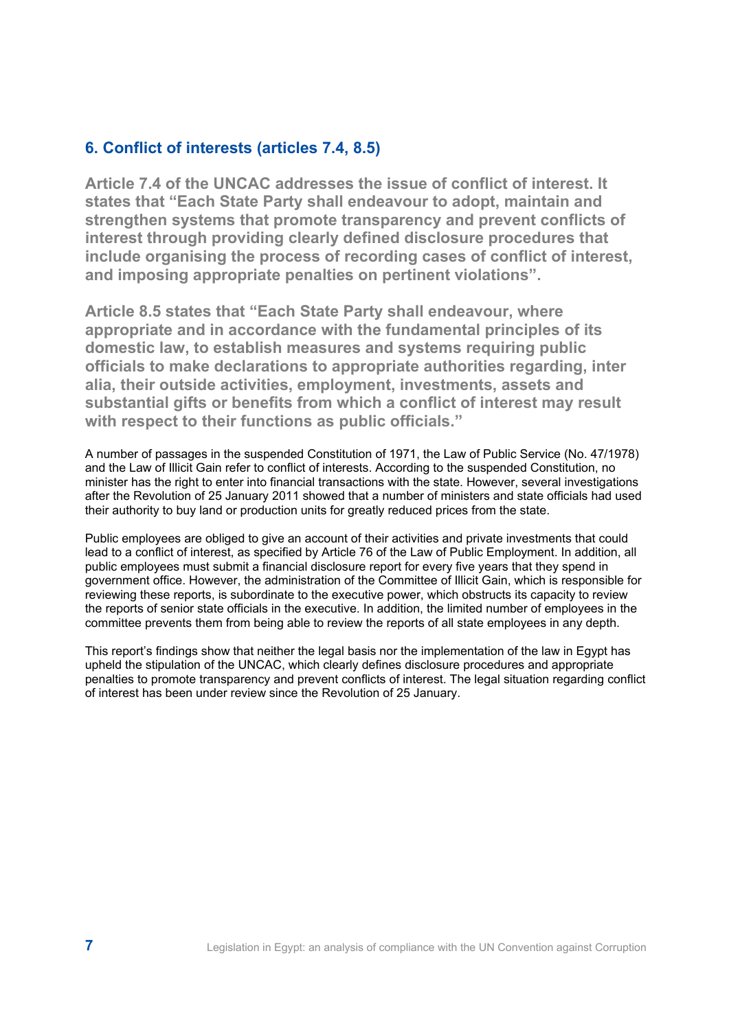## 6. Conflict of interests (articles 7.4, 8.5)

**Article 7.4 of the UNCAC addresses the issue of conflict of interest. It states that "Each State Party shall endeavour to adopt, maintain and strengthen systems that promote transparency and prevent conflicts of interest through providing clearly defined disclosure procedures that include organising the process of recording cases of conflict of interest, and imposing appropriate penalties on pertinent violations".**

**Article 8.5 states that "Each State Party shall endeavour, where appropriate and in accordance with the fundamental principles of its domestic law, to establish measures and systems requiring public officials to make declarations to appropriate authorities regarding, inter alia, their outside activities, employment, investments, assets and substantial gifts or benefits from which a conflict of interest may result with respect to their functions as public officials."**

A number of passages in the suspended Constitution of 1971, the Law of Public Service (No. 47/1978) and the Law of Illicit Gain refer to conflict of interests. According to the suspended Constitution, no minister has the right to enter into financial transactions with the state. However, several investigations after the Revolution of 25 January 2011 showed that a number of ministers and state officials had used their authority to buy land or production units for greatly reduced prices from the state.

Public employees are obliged to give an account of their activities and private investments that could lead to a conflict of interest, as specified by Article 76 of the Law of Public Employment. In addition, all public employees must submit a financial disclosure report for every five years that they spend in government office. However, the administration of the Committee of Illicit Gain, which is responsible for reviewing these reports, is subordinate to the executive power, which obstructs its capacity to review the reports of senior state officials in the executive. In addition, the limited number of employees in the committee prevents them from being able to review the reports of all state employees in any depth.

This report's findings show that neither the legal basis nor the implementation of the law in Egypt has upheld the stipulation of the UNCAC, which clearly defines disclosure procedures and appropriate penalties to promote transparency and prevent conflicts of interest. The legal situation regarding conflict of interest has been under review since the Revolution of 25 January.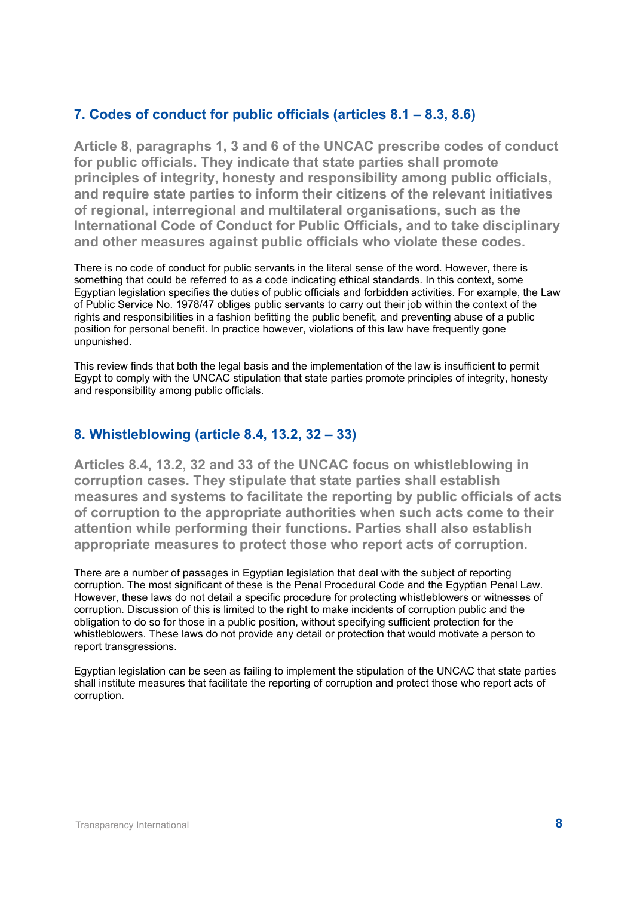## 7. Codes of conduct for public officials (articles 8.1 – 8.3, 8.6)

**Article 8, paragraphs 1, 3 and 6 of the UNCAC prescribe codes of conduct for public officials. They indicate that state parties shall promote principles of integrity, honesty and responsibility among public officials, and require state parties to inform their citizens of the relevant initiatives of regional, interregional and multilateral organisations, such as the International Code of Conduct for Public Officials, and to take disciplinary and other measures against public officials who violate these codes.**

There is no code of conduct for public servants in the literal sense of the word. However, there is something that could be referred to as a code indicating ethical standards. In this context, some Egyptian legislation specifies the duties of public officials and forbidden activities. For example, the Law of Public Service No. 1978/47 obliges public servants to carry out their job within the context of the rights and responsibilities in a fashion befitting the public benefit, and preventing abuse of a public position for personal benefit. In practice however, violations of this law have frequently gone unpunished.

This review finds that both the legal basis and the implementation of the law is insufficient to permit Egypt to comply with the UNCAC stipulation that state parties promote principles of integrity, honesty and responsibility among public officials.

## 8. Whistleblowing (article 8.4, 13.2, 32 – 33)

**Articles 8.4, 13.2, 32 and 33 of the UNCAC focus on whistleblowing in corruption cases. They stipulate that state parties shall establish measures and systems to facilitate the reporting by public officials of acts of corruption to the appropriate authorities when such acts come to their attention while performing their functions. Parties shall also establish appropriate measures to protect those who report acts of corruption.**

There are a number of passages in Egyptian legislation that deal with the subject of reporting corruption. The most significant of these is the Penal Procedural Code and the Egyptian Penal Law. However, these laws do not detail a specific procedure for protecting whistleblowers or witnesses of corruption. Discussion of this is limited to the right to make incidents of corruption public and the obligation to do so for those in a public position, without specifying sufficient protection for the whistleblowers. These laws do not provide any detail or protection that would motivate a person to report transgressions.

Egyptian legislation can be seen as failing to implement the stipulation of the UNCAC that state parties shall institute measures that facilitate the reporting of corruption and protect those who report acts of corruption.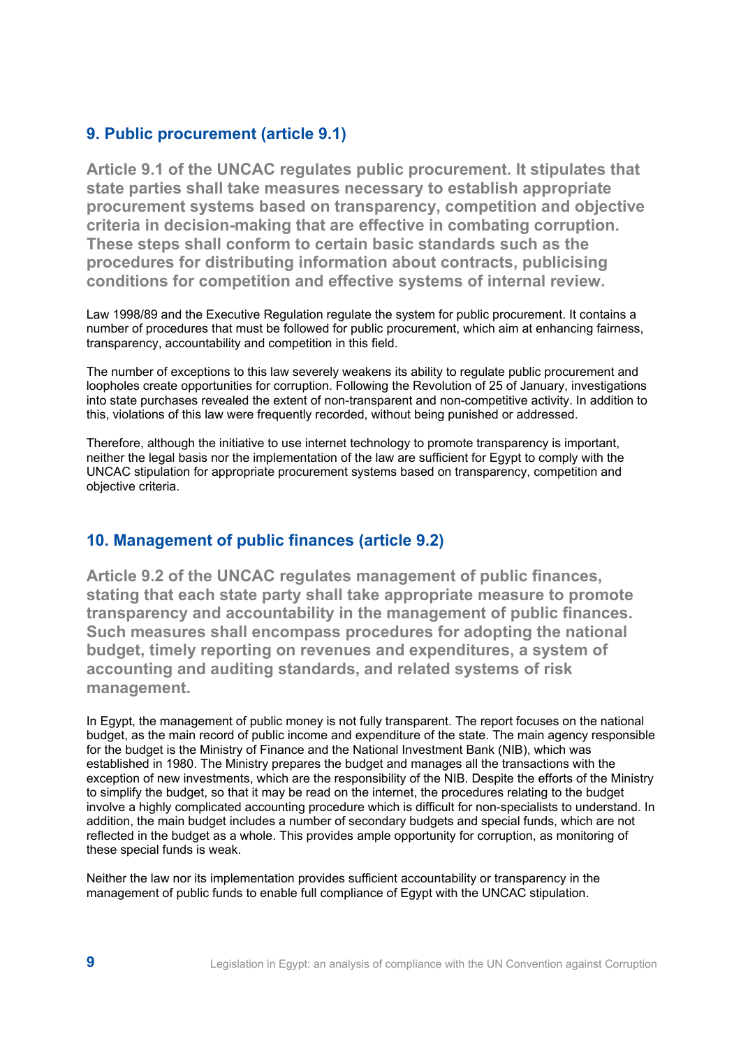## 9. Public procurement (article 9.1)

**Article 9.1 of the UNCAC regulates public procurement. It stipulates that state parties shall take measures necessary to establish appropriate procurement systems based on transparency, competition and objective criteria in decision-making that are effective in combating corruption. These steps shall conform to certain basic standards such as the procedures for distributing information about contracts, publicising conditions for competition and effective systems of internal review.**

Law 1998/89 and the Executive Regulation regulate the system for public procurement. It contains a number of procedures that must be followed for public procurement, which aim at enhancing fairness, transparency, accountability and competition in this field.

The number of exceptions to this law severely weakens its ability to regulate public procurement and loopholes create opportunities for corruption. Following the Revolution of 25 of January, investigations into state purchases revealed the extent of non-transparent and non-competitive activity. In addition to this, violations of this law were frequently recorded, without being punished or addressed.

Therefore, although the initiative to use internet technology to promote transparency is important, neither the legal basis nor the implementation of the law are sufficient for Egypt to comply with the UNCAC stipulation for appropriate procurement systems based on transparency, competition and objective criteria.

## 10. Management of public finances (article 9.2)

**Article 9.2 of the UNCAC regulates management of public finances, stating that each state party shall take appropriate measure to promote transparency and accountability in the management of public finances. Such measures shall encompass procedures for adopting the national budget, timely reporting on revenues and expenditures, a system of accounting and auditing standards, and related systems of risk management.**

In Egypt, the management of public money is not fully transparent. The report focuses on the national budget, as the main record of public income and expenditure of the state. The main agency responsible for the budget is the Ministry of Finance and the National Investment Bank (NIB), which was established in 1980. The Ministry prepares the budget and manages all the transactions with the exception of new investments, which are the responsibility of the NIB. Despite the efforts of the Ministry to simplify the budget, so that it may be read on the internet, the procedures relating to the budget involve a highly complicated accounting procedure which is difficult for non-specialists to understand. In addition, the main budget includes a number of secondary budgets and special funds, which are not reflected in the budget as a whole. This provides ample opportunity for corruption, as monitoring of these special funds is weak.

Neither the law nor its implementation provides sufficient accountability or transparency in the management of public funds to enable full compliance of Egypt with the UNCAC stipulation.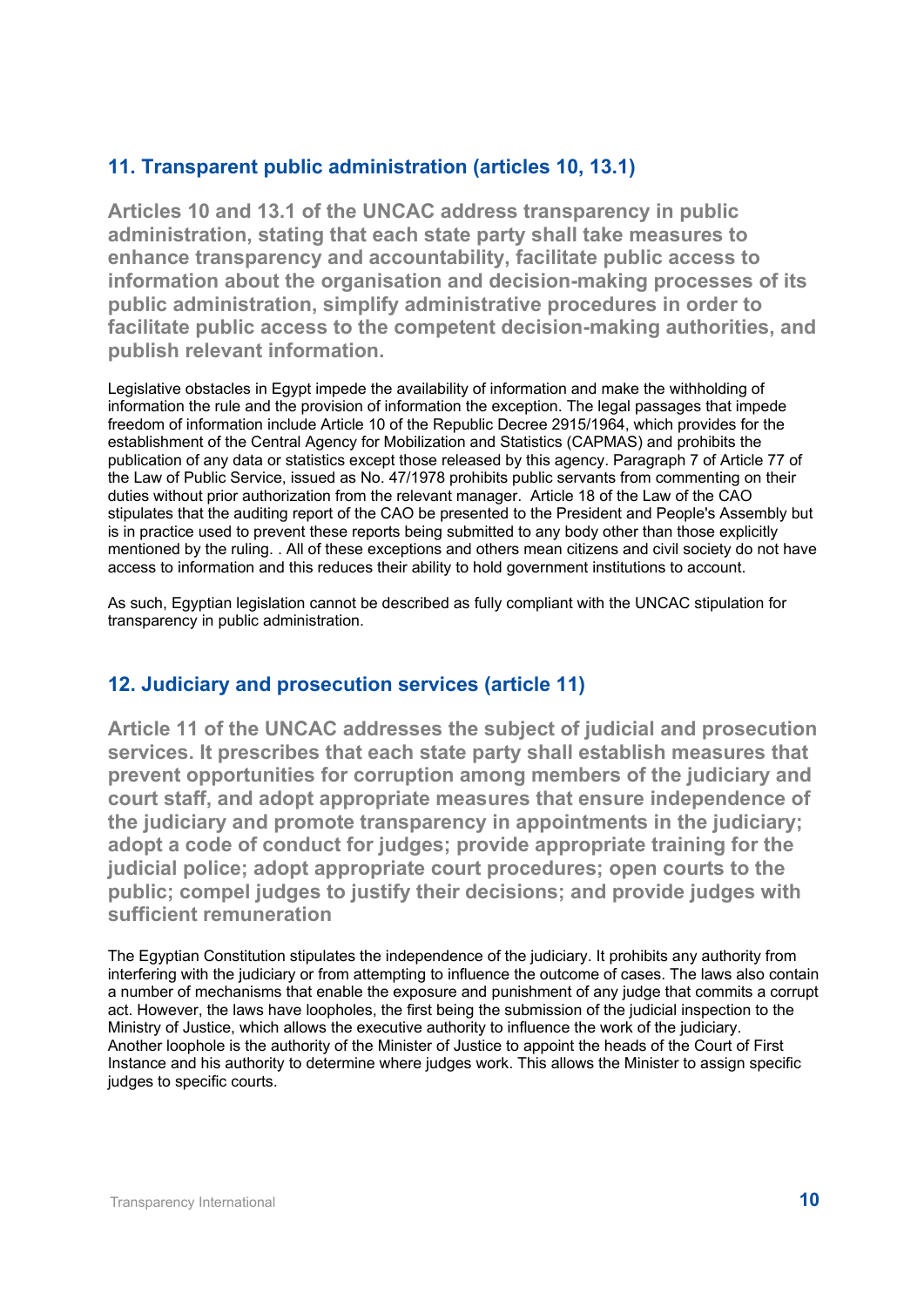## 11. Transparent public administration (articles 10, 13.1)

**Articles 10 and 13.1 of the UNCAC address transparency in public administration, stating that each state party shall take measures to enhance transparency and accountability, facilitate public access to information about the organisation and decision-making processes of its public administration, simplify administrative procedures in order to facilitate public access to the competent decision-making authorities, and publish relevant information.**

Legislative obstacles in Egypt impede the availability of information and make the withholding of information the rule and the provision of information the exception. The legal passages that impede freedom of information include Article 10 of the Republic Decree 2915/1964, which provides for the establishment of the Central Agency for Mobilization and Statistics (CAPMAS) and prohibits the publication of any data or statistics except those released by this agency. Paragraph 7 of Article 77 of the Law of Public Service, issued as No. 47/1978 prohibits public servants from commenting on their duties without prior authorization from the relevant manager. Article 18 of the Law of the CAO stipulates that the auditing report of the CAO be presented to the President and People's Assembly but is in practice used to prevent these reports being submitted to any body other than those explicitly mentioned by the ruling. . All of these exceptions and others mean citizens and civil society do not have access to information and this reduces their ability to hold government institutions to account.

As such, Egyptian legislation cannot be described as fully compliant with the UNCAC stipulation for transparency in public administration.

## 12. Judiciary and prosecution services (article 11)

**Article 11 of the UNCAC addresses the subject of judicial and prosecution services. It prescribes that each state party shall establish measures that prevent opportunities for corruption among members of the judiciary and court staff, and adopt appropriate measures that ensure independence of the judiciary and promote transparency in appointments in the judiciary; adopt a code of conduct for judges; provide appropriate training for the judicial police; adopt appropriate court procedures; open courts to the public; compel judges to justify their decisions; and provide judges with sufficient remuneration**

The Egyptian Constitution stipulates the independence of the judiciary. It prohibits any authority from interfering with the judiciary or from attempting to influence the outcome of cases. The laws also contain a number of mechanisms that enable the exposure and punishment of any judge that commits a corrupt act. However, the laws have loopholes, the first being the submission of the judicial inspection to the Ministry of Justice, which allows the executive authority to influence the work of the judiciary. Another loophole is the authority of the Minister of Justice to appoint the heads of the Court of First Instance and his authority to determine where judges work. This allows the Minister to assign specific judges to specific courts.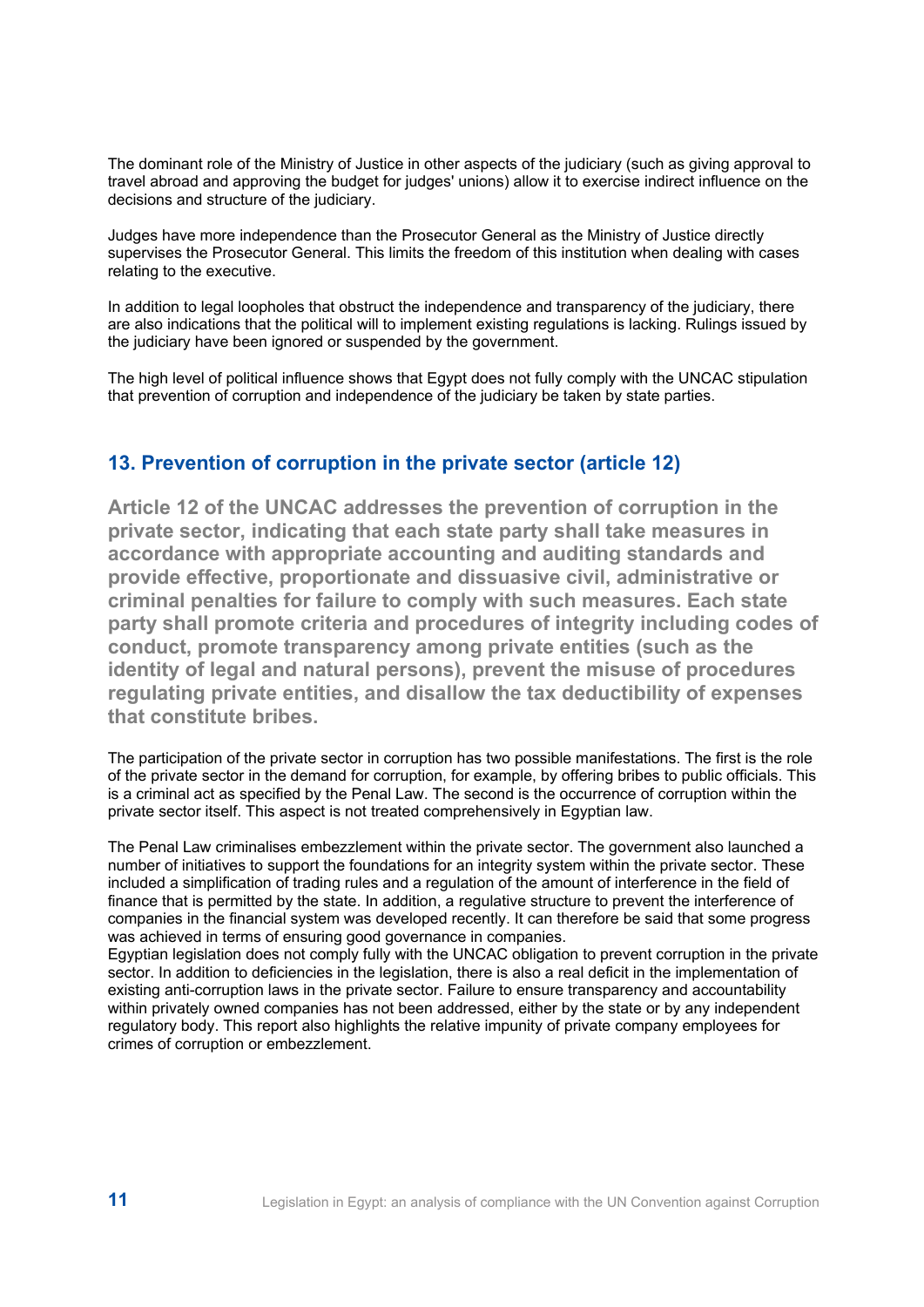The dominant role of the Ministry of Justice in other aspects of the judiciary (such as giving approval to travel abroad and approving the budget for judges' unions) allow it to exercise indirect influence on the decisions and structure of the judiciary.

Judges have more independence than the Prosecutor General as the Ministry of Justice directly supervises the Prosecutor General. This limits the freedom of this institution when dealing with cases relating to the executive.

In addition to legal loopholes that obstruct the independence and transparency of the judiciary, there are also indications that the political will to implement existing regulations is lacking. Rulings issued by the judiciary have been ignored or suspended by the government.

The high level of political influence shows that Egypt does not fully comply with the UNCAC stipulation that prevention of corruption and independence of the judiciary be taken by state parties.

## 13. Prevention of corruption in the private sector (article 12)

**Article 12 of the UNCAC addresses the prevention of corruption in the private sector, indicating that each state party shall take measures in accordance with appropriate accounting and auditing standards and provide effective, proportionate and dissuasive civil, administrative or criminal penalties for failure to comply with such measures. Each state party shall promote criteria and procedures of integrity including codes of conduct, promote transparency among private entities (such as the identity of legal and natural persons), prevent the misuse of procedures regulating private entities, and disallow the tax deductibility of expenses that constitute bribes.**

The participation of the private sector in corruption has two possible manifestations. The first is the role of the private sector in the demand for corruption, for example, by offering bribes to public officials. This is a criminal act as specified by the Penal Law. The second is the occurrence of corruption within the private sector itself. This aspect is not treated comprehensively in Egyptian law.

The Penal Law criminalises embezzlement within the private sector. The government also launched a number of initiatives to support the foundations for an integrity system within the private sector. These included a simplification of trading rules and a regulation of the amount of interference in the field of finance that is permitted by the state. In addition, a regulative structure to prevent the interference of companies in the financial system was developed recently. It can therefore be said that some progress was achieved in terms of ensuring good governance in companies.

Egyptian legislation does not comply fully with the UNCAC obligation to prevent corruption in the private sector. In addition to deficiencies in the legislation, there is also a real deficit in the implementation of existing anti-corruption laws in the private sector. Failure to ensure transparency and accountability within privately owned companies has not been addressed, either by the state or by any independent regulatory body. This report also highlights the relative impunity of private company employees for crimes of corruption or embezzlement.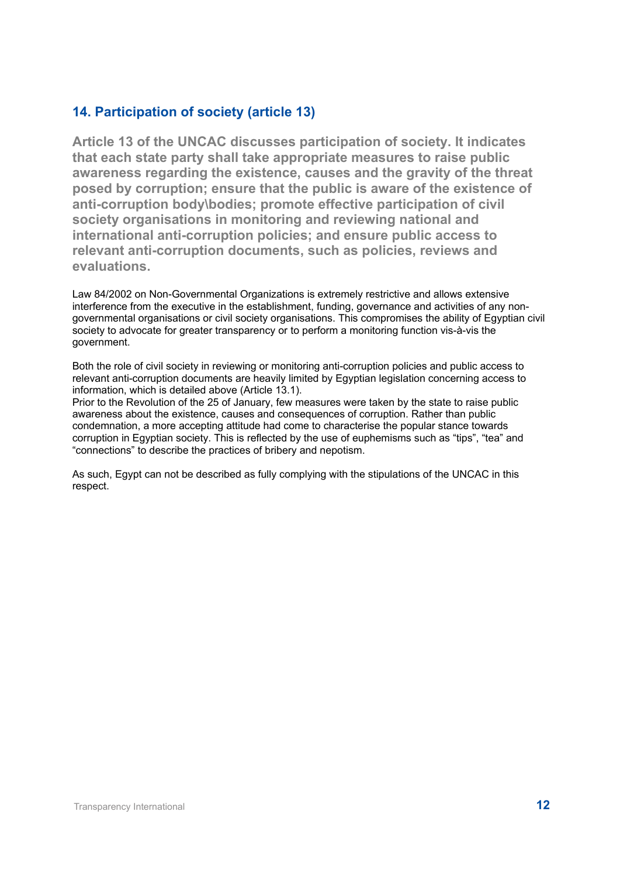## 14. Participation of society (article 13)

**Article 13 of the UNCAC discusses participation of society. It indicates that each state party shall take appropriate measures to raise public awareness regarding the existence, causes and the gravity of the threat posed by corruption; ensure that the public is aware of the existence of anti-corruption body\bodies; promote effective participation of civil society organisations in monitoring and reviewing national and international anti-corruption policies; and ensure public access to relevant anti-corruption documents, such as policies, reviews and evaluations.**

Law 84/2002 on Non-Governmental Organizations is extremely restrictive and allows extensive interference from the executive in the establishment, funding, governance and activities of any non-governmental organisations or civil society organisations. This compromises the ability of Egyptian civil society to advocate for greater transparency or to perform a monitoring function vis-à-vis the government.

Both the role of civil society in reviewing or monitoring anti-corruption policies and public access to relevant anti-corruption documents are heavily limited by Egyptian legislation concerning access to information, which is detailed above (Article 13.1).
Prior to the Revolution of the 25 of January, few measures were taken by the state to raise public awareness about the existence, causes and consequences of corruption. Rather than public condemnation, a more accepting attitude had come to characterise the popular stance towards corruption in Egyptian society. This is reflected by the use of euphemisms such as "tips", "tea" and "connections" to describe the practices of bribery and nepotism.

As such, Egypt can not be described as fully complying with the stipulations of the UNCAC in this respect.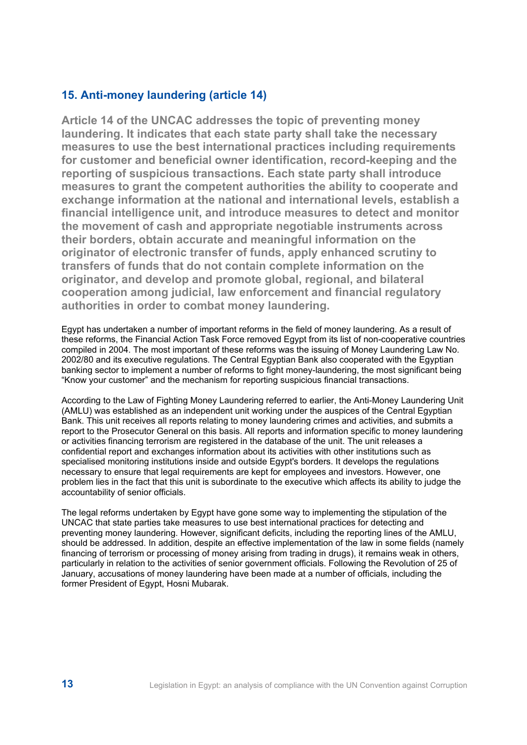## 15. Anti-money laundering (article 14)

**Article 14 of the UNCAC addresses the topic of preventing money laundering. It indicates that each state party shall take the necessary measures to use the best international practices including requirements for customer and beneficial owner identification, record-keeping and the reporting of suspicious transactions. Each state party shall introduce measures to grant the competent authorities the ability to cooperate and exchange information at the national and international levels, establish a financial intelligence unit, and introduce measures to detect and monitor the movement of cash and appropriate negotiable instruments across their borders, obtain accurate and meaningful information on the originator of electronic transfer of funds, apply enhanced scrutiny to transfers of funds that do not contain complete information on the originator, and develop and promote global, regional, and bilateral cooperation among judicial, law enforcement and financial regulatory authorities in order to combat money laundering.**

Egypt has undertaken a number of important reforms in the field of money laundering. As a result of these reforms, the Financial Action Task Force removed Egypt from its list of non-cooperative countries compiled in 2004. The most important of these reforms was the issuing of Money Laundering Law No. 2002/80 and its executive regulations. The Central Egyptian Bank also cooperated with the Egyptian banking sector to implement a number of reforms to fight money-laundering, the most significant being "Know your customer" and the mechanism for reporting suspicious financial transactions.

According to the Law of Fighting Money Laundering referred to earlier, the Anti-Money Laundering Unit (AMLU) was established as an independent unit working under the auspices of the Central Egyptian Bank. This unit receives all reports relating to money laundering crimes and activities, and submits a report to the Prosecutor General on this basis. All reports and information specific to money laundering or activities financing terrorism are registered in the database of the unit. The unit releases a confidential report and exchanges information about its activities with other institutions such as specialised monitoring institutions inside and outside Egypt's borders. It develops the regulations necessary to ensure that legal requirements are kept for employees and investors. However, one problem lies in the fact that this unit is subordinate to the executive which affects its ability to judge the accountability of senior officials.

The legal reforms undertaken by Egypt have gone some way to implementing the stipulation of the UNCAC that state parties take measures to use best international practices for detecting and preventing money laundering. However, significant deficits, including the reporting lines of the AMLU, should be addressed. In addition, despite an effective implementation of the law in some fields (namely financing of terrorism or processing of money arising from trading in drugs), it remains weak in others, particularly in relation to the activities of senior government officials. Following the Revolution of 25 of January, accusations of money laundering have been made at a number of officials, including the former President of Egypt, Hosni Mubarak.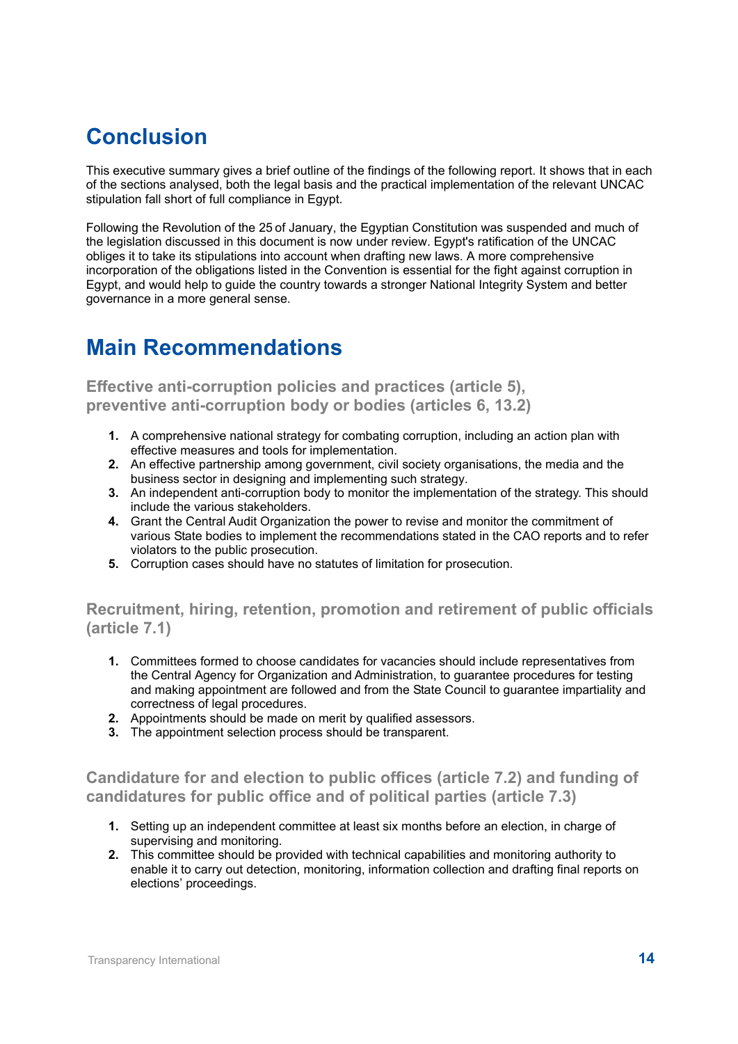# Conclusion

This executive summary gives a brief outline of the findings of the following report. It shows that in each of the sections analysed, both the legal basis and the practical implementation of the relevant UNCAC stipulation fall short of full compliance in Egypt.

Following the Revolution of the 25 of January, the Egyptian Constitution was suspended and much of the legislation discussed in this document is now under review. Egypt's ratification of the UNCAC obliges it to take its stipulations into account when drafting new laws. A more comprehensive incorporation of the obligations listed in the Convention is essential for the fight against corruption in Egypt, and would help to guide the country towards a stronger National Integrity System and better governance in a more general sense.

# Main Recommendations

### Effective anti-corruption policies and practices (article 5), preventive anti-corruption body or bodies (articles 6, 13.2)

1. A comprehensive national strategy for combating corruption, including an action plan with effective measures and tools for implementation.
2. An effective partnership among government, civil society organisations, the media and the business sector in designing and implementing such strategy.
3. An independent anti-corruption body to monitor the implementation of the strategy. This should include the various stakeholders.
4. Grant the Central Audit Organization the power to revise and monitor the commitment of various State bodies to implement the recommendations stated in the CAO reports and to refer violators to the public prosecution.
5. Corruption cases should have no statutes of limitation for prosecution.

### Recruitment, hiring, retention, promotion and retirement of public officials (article 7.1)

1. Committees formed to choose candidates for vacancies should include representatives from the Central Agency for Organization and Administration, to guarantee procedures for testing and making appointment are followed and from the State Council to guarantee impartiality and correctness of legal procedures.
2. Appointments should be made on merit by qualified assessors.
3. The appointment selection process should be transparent.

### Candidature for and election to public offices (article 7.2) and funding of candidatures for public office and of political parties (article 7.3)

1. Setting up an independent committee at least six months before an election, in charge of supervising and monitoring.
2. This committee should be provided with technical capabilities and monitoring authority to enable it to carry out detection, monitoring, information collection and drafting final reports on elections' proceedings.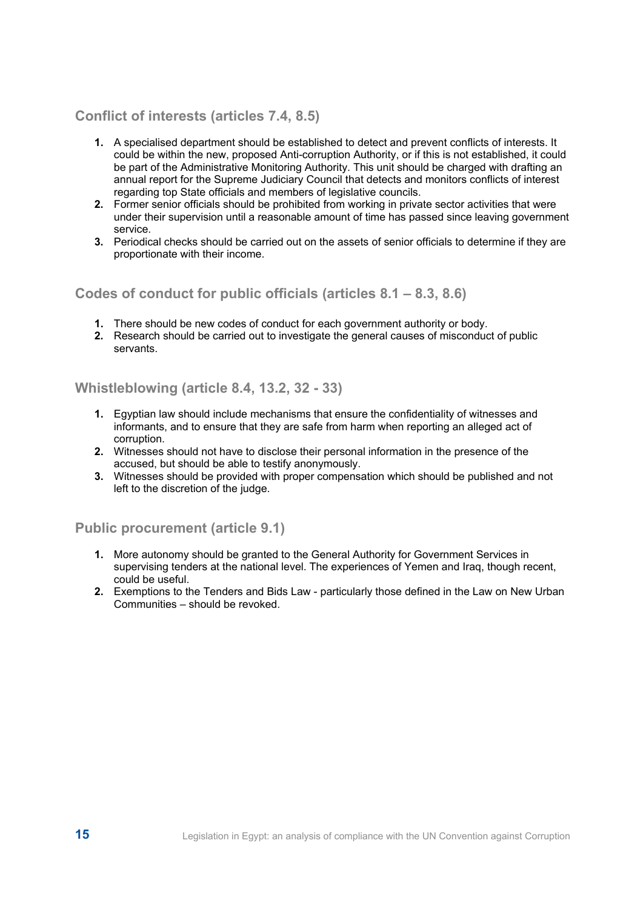### Conflict of interests (articles 7.4, 8.5)

1. A specialised department should be established to detect and prevent conflicts of interests. It could be within the new, proposed Anti-corruption Authority, or if this is not established, it could be part of the Administrative Monitoring Authority. This unit should be charged with drafting an annual report for the Supreme Judiciary Council that detects and monitors conflicts of interest regarding top State officials and members of legislative councils.
2. Former senior officials should be prohibited from working in private sector activities that were under their supervision until a reasonable amount of time has passed since leaving government service.
3. Periodical checks should be carried out on the assets of senior officials to determine if they are proportionate with their income.

### Codes of conduct for public officials (articles 8.1 – 8.3, 8.6)

1. There should be new codes of conduct for each government authority or body.
2. Research should be carried out to investigate the general causes of misconduct of public servants.

### Whistleblowing (article 8.4, 13.2, 32 - 33)

1. Egyptian law should include mechanisms that ensure the confidentiality of witnesses and informants, and to ensure that they are safe from harm when reporting an alleged act of corruption.
2. Witnesses should not have to disclose their personal information in the presence of the accused, but should be able to testify anonymously.
3. Witnesses should be provided with proper compensation which should be published and not left to the discretion of the judge.

### Public procurement (article 9.1)

1. More autonomy should be granted to the General Authority for Government Services in supervising tenders at the national level. The experiences of Yemen and Iraq, though recent, could be useful.
2. Exemptions to the Tenders and Bids Law - particularly those defined in the Law on New Urban Communities – should be revoked.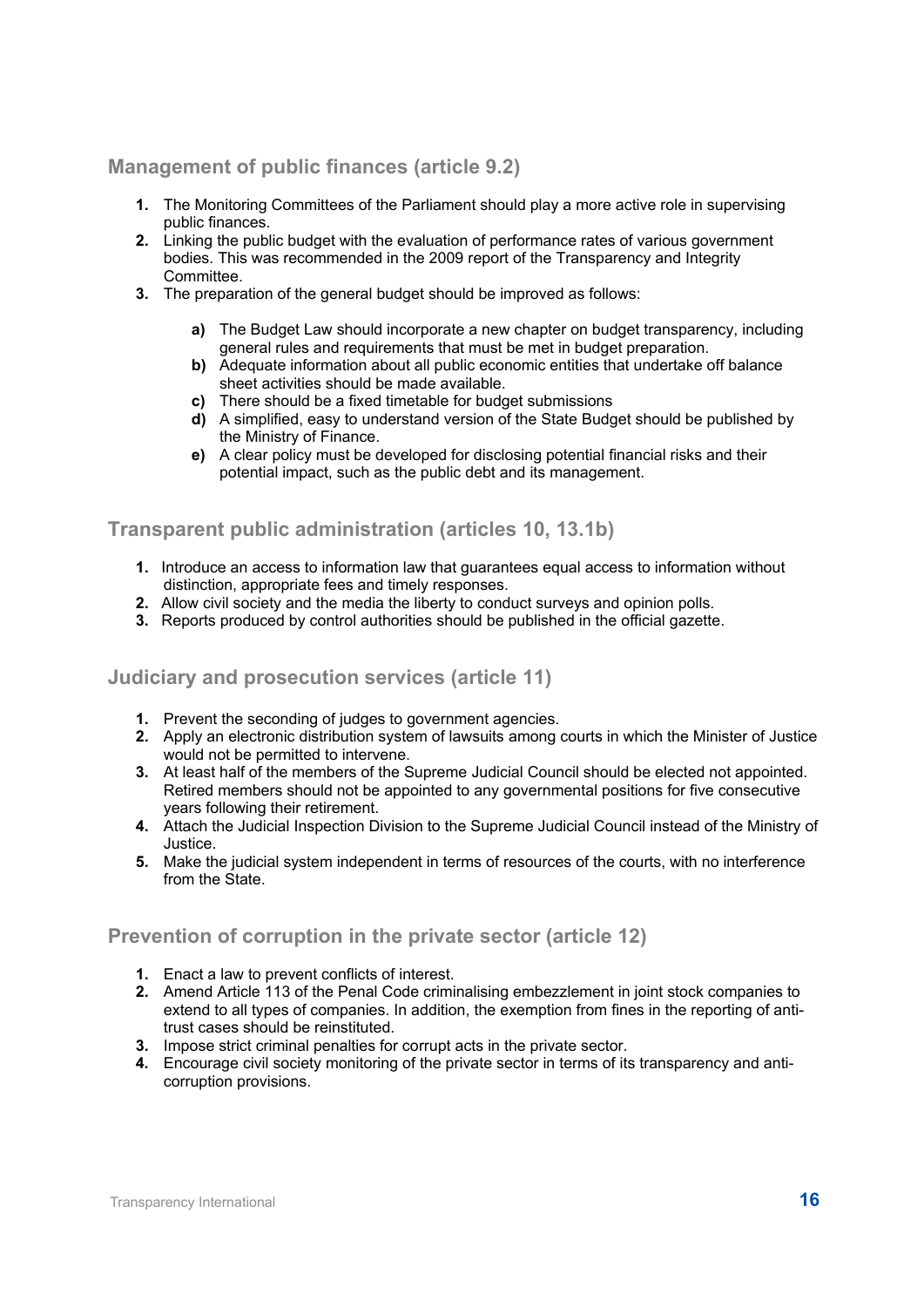## Management of public finances (article 9.2)

1. The Monitoring Committees of the Parliament should play a more active role in supervising public finances.
2. Linking the public budget with the evaluation of performance rates of various government bodies. This was recommended in the 2009 report of the Transparency and Integrity Committee.
3. The preparation of the general budget should be improved as follows:

    a) The Budget Law should incorporate a new chapter on budget transparency, including general rules and requirements that must be met in budget preparation.
    b) Adequate information about all public economic entities that undertake off balance sheet activities should be made available.
    c) There should be a fixed timetable for budget submissions
    d) A simplified, easy to understand version of the State Budget should be published by the Ministry of Finance.
    e) A clear policy must be developed for disclosing potential financial risks and their potential impact, such as the public debt and its management.

## Transparent public administration (articles 10, 13.1b)

1. Introduce an access to information law that guarantees equal access to information without distinction, appropriate fees and timely responses.
2. Allow civil society and the media the liberty to conduct surveys and opinion polls.
3. Reports produced by control authorities should be published in the official gazette.

## Judiciary and prosecution services (article 11)

1. Prevent the seconding of judges to government agencies.
2. Apply an electronic distribution system of lawsuits among courts in which the Minister of Justice would not be permitted to intervene.
3. At least half of the members of the Supreme Judicial Council should be elected not appointed. Retired members should not be appointed to any governmental positions for five consecutive years following their retirement.
4. Attach the Judicial Inspection Division to the Supreme Judicial Council instead of the Ministry of Justice.
5. Make the judicial system independent in terms of resources of the courts, with no interference from the State.

## Prevention of corruption in the private sector (article 12)

1. Enact a law to prevent conflicts of interest.
2. Amend Article 113 of the Penal Code criminalising embezzlement in joint stock companies to extend to all types of companies. In addition, the exemption from fines in the reporting of anti-trust cases should be reinstituted.
3. Impose strict criminal penalties for corrupt acts in the private sector.
4. Encourage civil society monitoring of the private sector in terms of its transparency and anti-corruption provisions.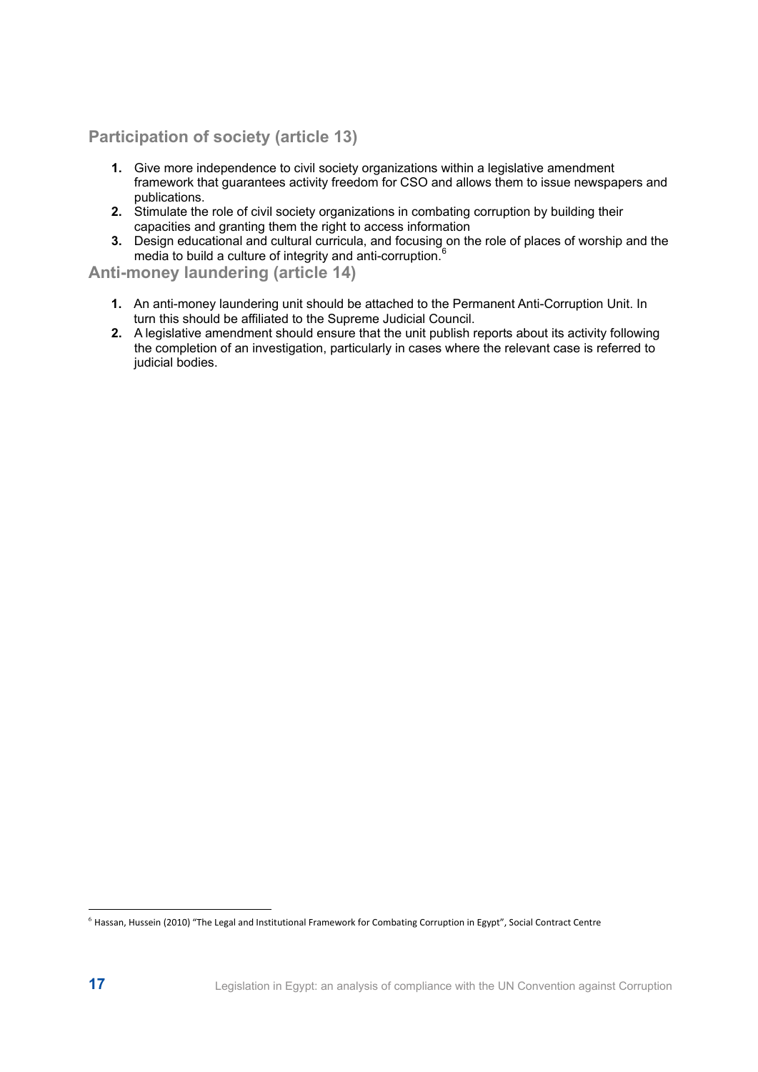## Participation of society (article 13)

1. Give more independence to civil society organizations within a legislative amendment framework that guarantees activity freedom for CSO and allows them to issue newspapers and publications.
2. Stimulate the role of civil society organizations in combating corruption by building their capacities and granting them the right to access information
3. Design educational and cultural curricula, and focusing on the role of places of worship and the media to build a culture of integrity and anti-corruption.[6]

## Anti-money laundering (article 14)

1. An anti-money laundering unit should be attached to the Permanent Anti-Corruption Unit. In turn this should be affiliated to the Supreme Judicial Council.
2. A legislative amendment should ensure that the unit publish reports about its activity following the completion of an investigation, particularly in cases where the relevant case is referred to judicial bodies.

---

[6] Hassan, Hussein (2010) "The Legal and Institutional Framework for Combating Corruption in Egypt", Social Contract Centre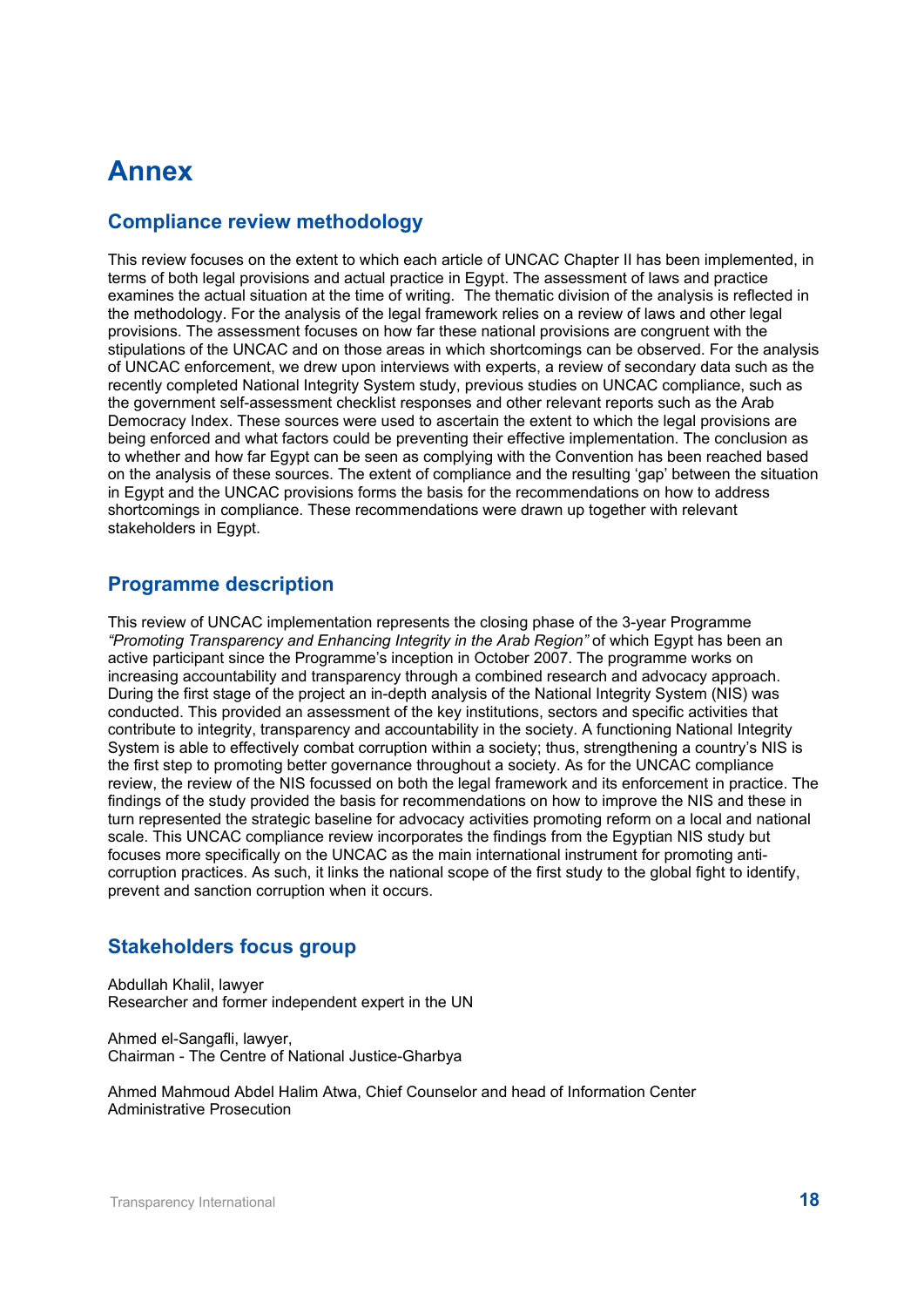# Annex

## Compliance review methodology

This review focuses on the extent to which each article of UNCAC Chapter II has been implemented, in terms of both legal provisions and actual practice in Egypt. The assessment of laws and practice examines the actual situation at the time of writing. The thematic division of the analysis is reflected in the methodology. For the analysis of the legal framework relies on a review of laws and other legal provisions. The assessment focuses on how far these national provisions are congruent with the stipulations of the UNCAC and on those areas in which shortcomings can be observed. For the analysis of UNCAC enforcement, we drew upon interviews with experts, a review of secondary data such as the recently completed National Integrity System study, previous studies on UNCAC compliance, such as the government self-assessment checklist responses and other relevant reports such as the Arab Democracy Index. These sources were used to ascertain the extent to which the legal provisions are being enforced and what factors could be preventing their effective implementation. The conclusion as to whether and how far Egypt can be seen as complying with the Convention has been reached based on the analysis of these sources. The extent of compliance and the resulting 'gap' between the situation in Egypt and the UNCAC provisions forms the basis for the recommendations on how to address shortcomings in compliance. These recommendations were drawn up together with relevant stakeholders in Egypt.

## Programme description

This review of UNCAC implementation represents the closing phase of the 3-year Programme *"Promoting Transparency and Enhancing Integrity in the Arab Region"* of which Egypt has been an active participant since the Programme's inception in October 2007. The programme works on increasing accountability and transparency through a combined research and advocacy approach. During the first stage of the project an in-depth analysis of the National Integrity System (NIS) was conducted. This provided an assessment of the key institutions, sectors and specific activities that contribute to integrity, transparency and accountability in the society. A functioning National Integrity System is able to effectively combat corruption within a society; thus, strengthening a country's NIS is the first step to promoting better governance throughout a society. As for the UNCAC compliance review, the review of the NIS focussed on both the legal framework and its enforcement in practice. The findings of the study provided the basis for recommendations on how to improve the NIS and these in turn represented the strategic baseline for advocacy activities promoting reform on a local and national scale. This UNCAC compliance review incorporates the findings from the Egyptian NIS study but focuses more specifically on the UNCAC as the main international instrument for promoting anti-corruption practices. As such, it links the national scope of the first study to the global fight to identify, prevent and sanction corruption when it occurs.

## Stakeholders focus group

Abdullah Khalil, lawyer
Researcher and former independent expert in the UN

Ahmed el-Sangafli, lawyer,
Chairman - The Centre of National Justice-Gharbya

Ahmed Mahmoud Abdel Halim Atwa, Chief Counselor and head of Information Center
Administrative Prosecution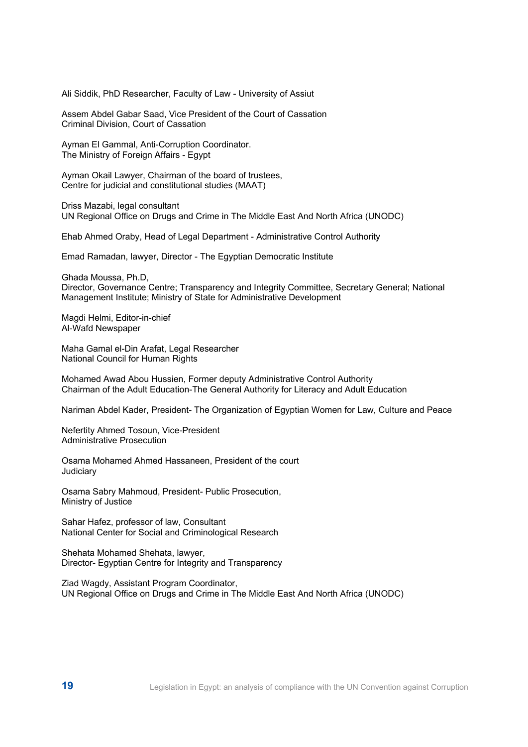Ali Siddik, PhD Researcher, Faculty of Law - University of Assiut

Assem Abdel Gabar Saad, Vice President of the Court of Cassation
Criminal Division, Court of Cassation

Ayman El Gammal, Anti-Corruption Coordinator.
The Ministry of Foreign Affairs - Egypt

Ayman Okail Lawyer, Chairman of the board of trustees,
Centre for judicial and constitutional studies (MAAT)

Driss Mazabi, legal consultant
UN Regional Office on Drugs and Crime in The Middle East And North Africa (UNODC)

Ehab Ahmed Oraby, Head of Legal Department - Administrative Control Authority

Emad Ramadan, lawyer, Director - The Egyptian Democratic Institute

Ghada Moussa, Ph.D,
Director, Governance Centre; Transparency and Integrity Committee, Secretary General; National Management Institute; Ministry of State for Administrative Development

Magdi Helmi, Editor-in-chief
Al-Wafd Newspaper

Maha Gamal el-Din Arafat, Legal Researcher
National Council for Human Rights

Mohamed Awad Abou Hussien, Former deputy Administrative Control Authority
Chairman of the Adult Education-The General Authority for Literacy and Adult Education

Nariman Abdel Kader, President- The Organization of Egyptian Women for Law, Culture and Peace

Nefertity Ahmed Tosoun, Vice-President
Administrative Prosecution

Osama Mohamed Ahmed Hassaneen, President of the court
Judiciary

Osama Sabry Mahmoud, President- Public Prosecution,
Ministry of Justice

Sahar Hafez, professor of law, Consultant
National Center for Social and Criminological Research

Shehata Mohamed Shehata, lawyer,
Director- Egyptian Centre for Integrity and Transparency

Ziad Wagdy, Assistant Program Coordinator,
UN Regional Office on Drugs and Crime in The Middle East And North Africa (UNODC)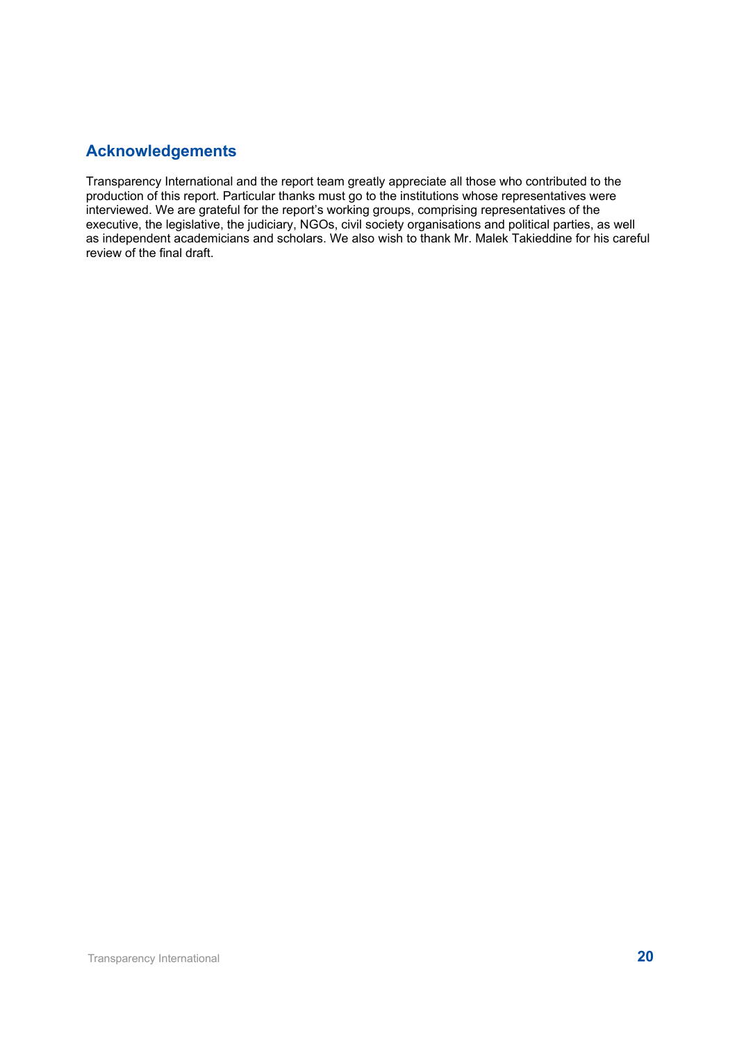## Acknowledgements

Transparency International and the report team greatly appreciate all those who contributed to the production of this report. Particular thanks must go to the institutions whose representatives were interviewed. We are grateful for the report's working groups, comprising representatives of the executive, the legislative, the judiciary, NGOs, civil society organisations and political parties, as well as independent academicians and scholars. We also wish to thank Mr. Malek Takieddine for his careful review of the final draft.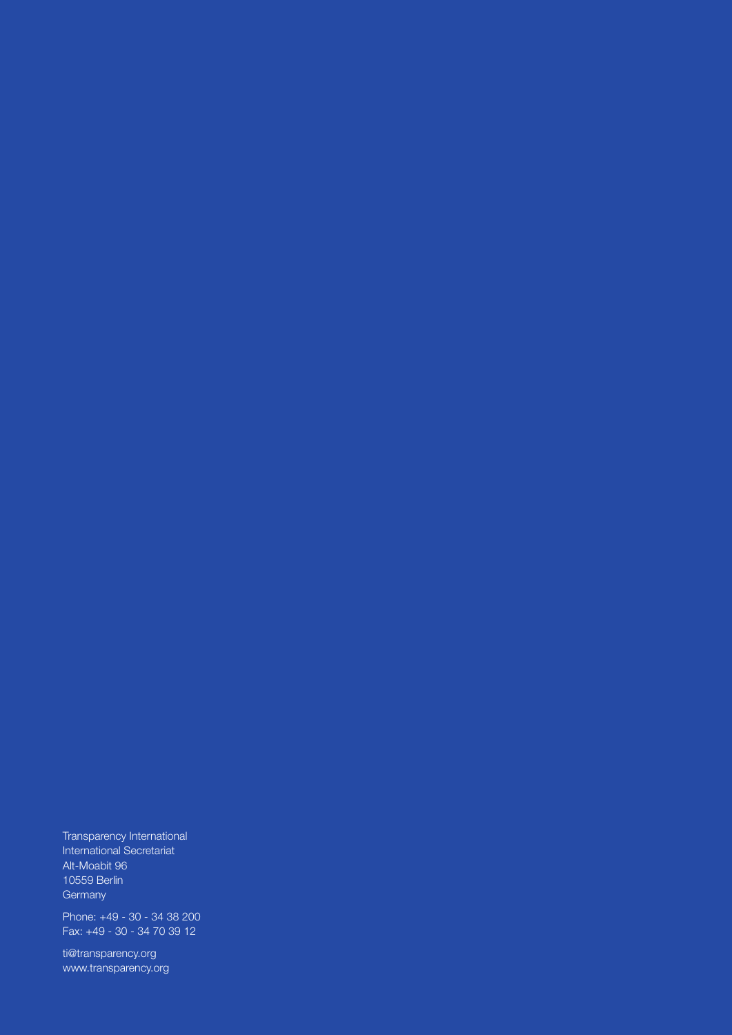Transparency International
International Secretariat
Alt-Moabit 96
10559 Berlin
Germany

Phone: +49 - 30 - 34 38 200
Fax: +49 - 30 - 34 70 39 12

ti@transparency.org
www.transparency.org